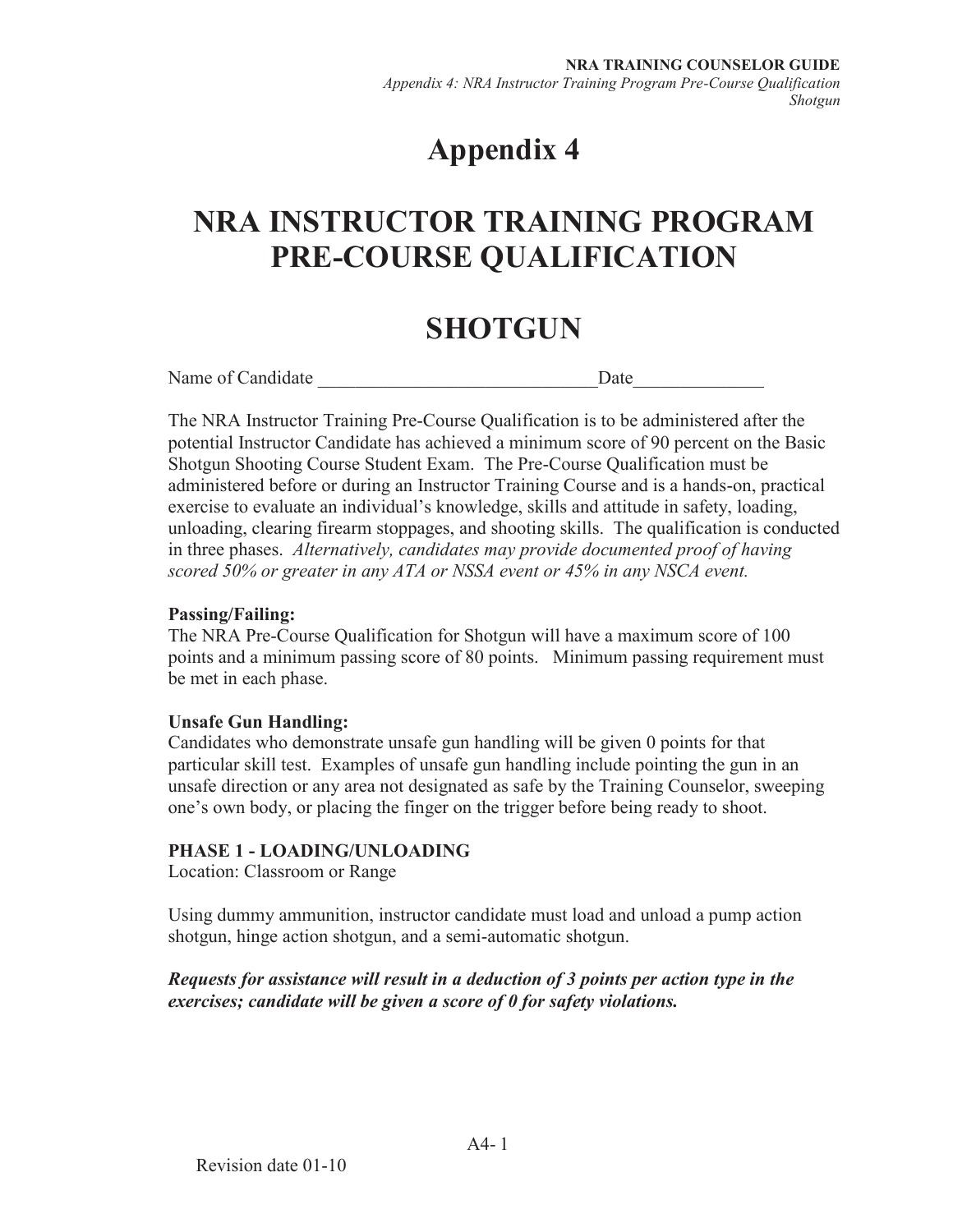# Appendix 4

# NRA INSTRUCTOR TRAINING PROGRAM PRE-COURSE QUALIFICATION

# SHOTGUN

Name of Candidate ______________________________Date______________

The NRA Instructor Training Pre-Course Qualification is to be administered after the potential Instructor Candidate has achieved a minimum score of 90 percent on the Basic Shotgun Shooting Course Student Exam. The Pre-Course Qualification must be administered before or during an Instructor Training Course and is a hands-on, practical exercise to evaluate an individual's knowledge, skills and attitude in safety, loading, unloading, clearing firearm stoppages, and shooting skills. The qualification is conducted in three phases. *Alternatively, candidates may provide documented proof of having scored 50% or greater in any ATA or NSSA event or 45% in any NSCA event.*

**Passing/Failing:**
The NRA Pre-Course Qualification for Shotgun will have a maximum score of 100 points and a minimum passing score of 80 points. Minimum passing requirement must be met in each phase.

**Unsafe Gun Handling:**
Candidates who demonstrate unsafe gun handling will be given 0 points for that particular skill test. Examples of unsafe gun handling include pointing the gun in an unsafe direction or any area not designated as safe by the Training Counselor, sweeping one's own body, or placing the finger on the trigger before being ready to shoot.

**PHASE 1 - LOADING/UNLOADING**
Location: Classroom or Range

Using dummy ammunition, instructor candidate must load and unload a pump action shotgun, hinge action shotgun, and a semi-automatic shotgun.

***Requests for assistance will result in a deduction of 3 points per action type in the exercises; candidate will be given a score of 0 for safety violations.***

Revision date 01-10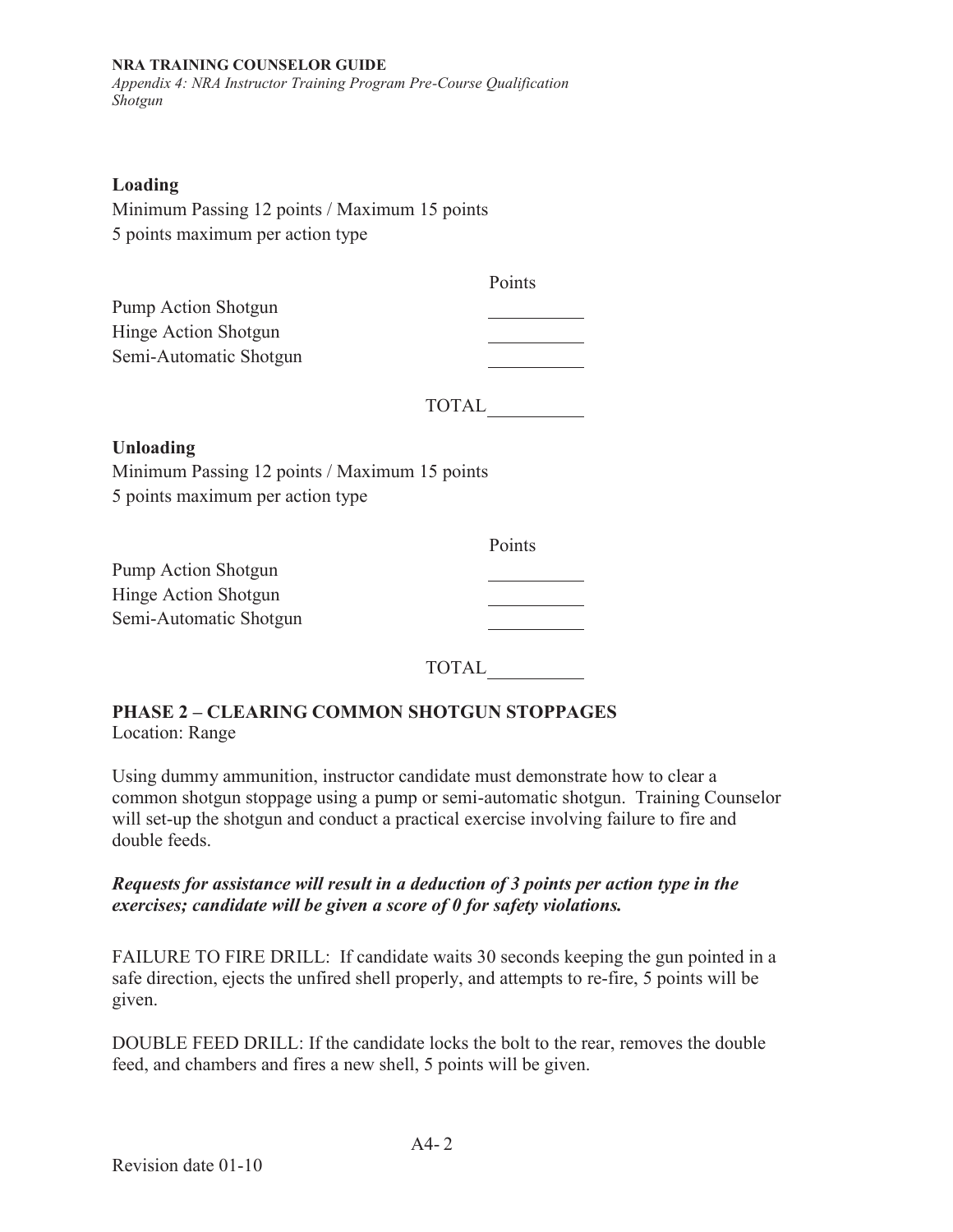**Loading**

Minimum Passing 12 points / Maximum 15 points
5 points maximum per action type

| | Points |
|---|---|
| Pump Action Shotgun | __________ |
| Hinge Action Shotgun | __________ |
| Semi-Automatic Shotgun | __________ |
| TOTAL | __________ |

**Unloading**

Minimum Passing 12 points / Maximum 15 points
5 points maximum per action type

| | Points |
|---|---|
| Pump Action Shotgun | __________ |
| Hinge Action Shotgun | __________ |
| Semi-Automatic Shotgun | __________ |
| TOTAL | __________ |

**PHASE 2 – CLEARING COMMON SHOTGUN STOPPAGES**

Location: Range

Using dummy ammunition, instructor candidate must demonstrate how to clear a common shotgun stoppage using a pump or semi-automatic shotgun. Training Counselor will set-up the shotgun and conduct a practical exercise involving failure to fire and double feeds.

***Requests for assistance will result in a deduction of 3 points per action type in the exercises; candidate will be given a score of 0 for safety violations.***

FAILURE TO FIRE DRILL: If candidate waits 30 seconds keeping the gun pointed in a safe direction, ejects the unfired shell properly, and attempts to re-fire, 5 points will be given.

DOUBLE FEED DRILL: If the candidate locks the bolt to the rear, removes the double feed, and chambers and fires a new shell, 5 points will be given.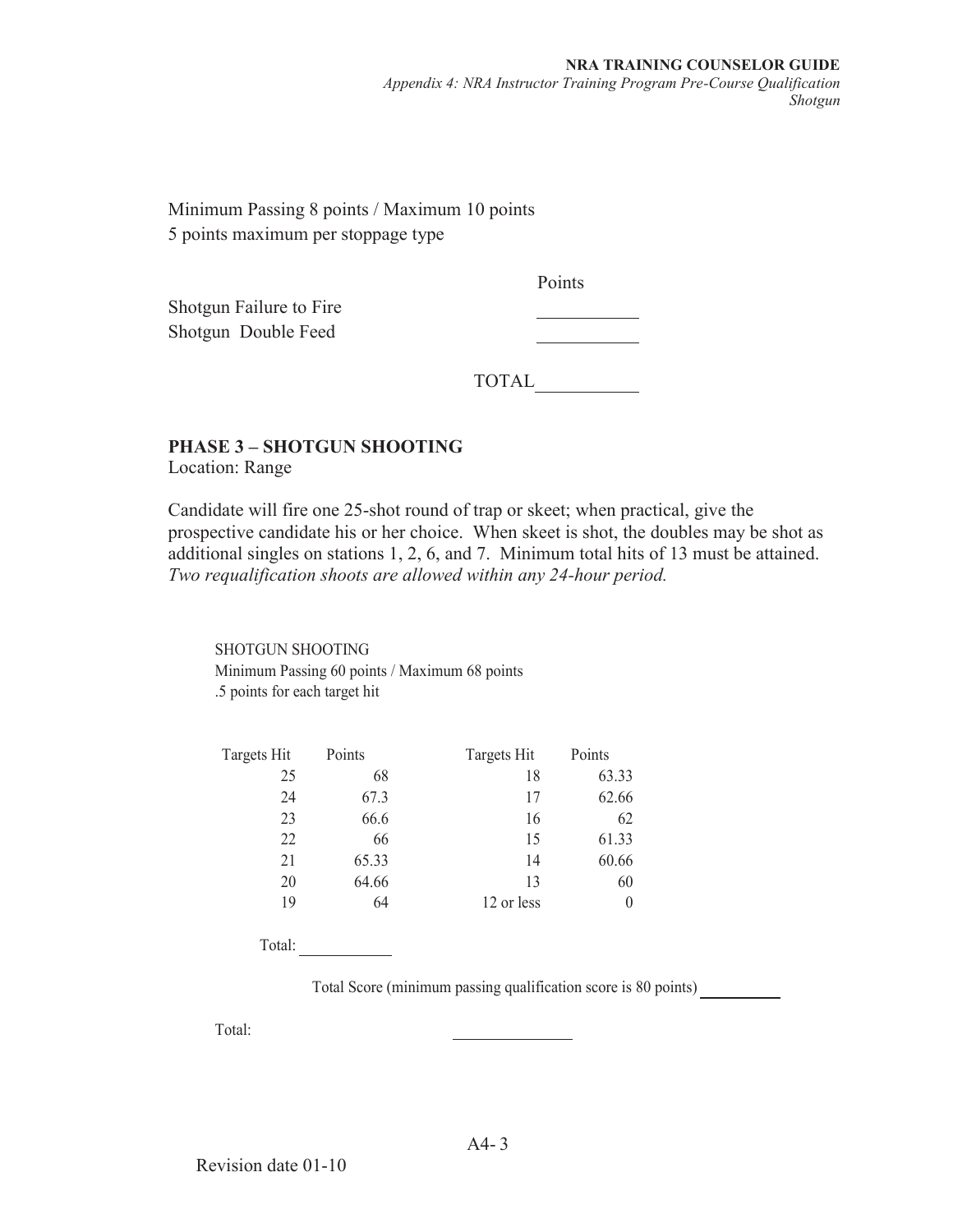Minimum Passing 8 points / Maximum 10 points
5 points maximum per stoppage type

| | Points |
|---|---|
| Shotgun Failure to Fire | ___________ |
| Shotgun Double Feed | ___________ |
| TOTAL | ___________ |

## PHASE 3 – SHOTGUN SHOOTING

Location: Range

Candidate will fire one 25-shot round of trap or skeet; when practical, give the prospective candidate his or her choice. When skeet is shot, the doubles may be shot as additional singles on stations 1, 2, 6, and 7. Minimum total hits of 13 must be attained. *Two requalification shoots are allowed within any 24-hour period.*

SHOTGUN SHOOTING
Minimum Passing 60 points / Maximum 68 points
.5 points for each target hit

| Targets Hit | Points | Targets Hit | Points |
|---|---|---|---|
| 25 | 68 | 18 | 63.33 |
| 24 | 67.3 | 17 | 62.66 |
| 23 | 66.6 | 16 | 62 |
| 22 | 66 | 15 | 61.33 |
| 21 | 65.33 | 14 | 60.66 |
| 20 | 64.66 | 13 | 60 |
| 19 | 64 | 12 or less | 0 |

Total: ___________

Total Score (minimum passing qualification score is 80 points) ___________

Total: ___________

Revision date 01-10